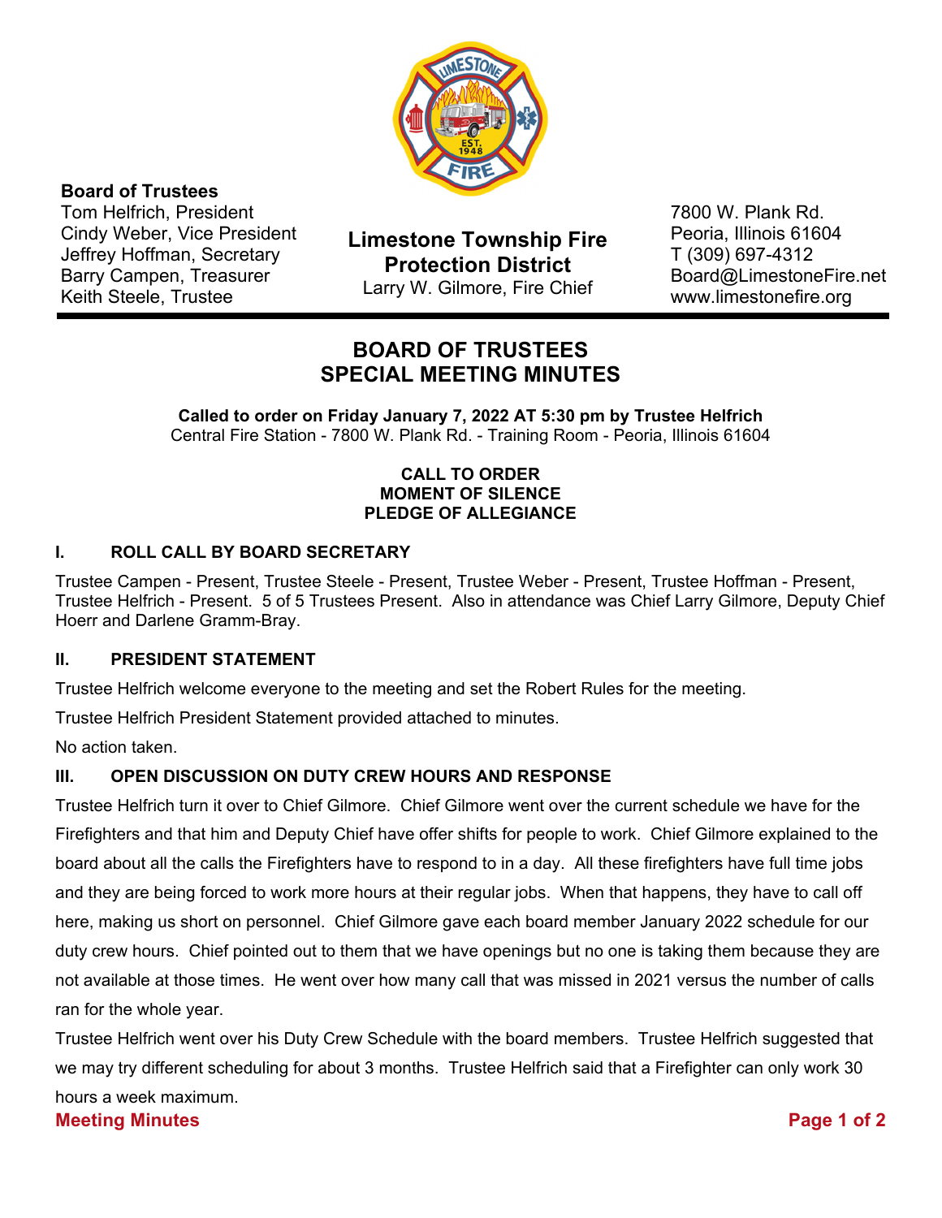**Board of Trustees**
Tom Helfrich, President
Cindy Weber, Vice President
Jeffrey Hoffman, Secretary
Barry Campen, Treasurer
Keith Steele, Trustee

**Limestone Township Fire Protection District**
Larry W. Gilmore, Fire Chief

7800 W. Plank Rd.
Peoria, Illinois 61604
T (309) 697-4312
Board@LimestoneFire.net
www.limestonefire.org

# BOARD OF TRUSTEES SPECIAL MEETING MINUTES

**Called to order on Friday January 7, 2022 AT 5:30 pm by Trustee Helfrich**
Central Fire Station - 7800 W. Plank Rd. - Training Room - Peoria, Illinois 61604

**CALL TO ORDER**
**MOMENT OF SILENCE**
**PLEDGE OF ALLEGIANCE**

## I. ROLL CALL BY BOARD SECRETARY

Trustee Campen - Present, Trustee Steele - Present, Trustee Weber - Present, Trustee Hoffman - Present, Trustee Helfrich - Present. 5 of 5 Trustees Present. Also in attendance was Chief Larry Gilmore, Deputy Chief Hoerr and Darlene Gramm-Bray.

## II. PRESIDENT STATEMENT

Trustee Helfrich welcome everyone to the meeting and set the Robert Rules for the meeting.

Trustee Helfrich President Statement provided attached to minutes.

No action taken.

## III. OPEN DISCUSSION ON DUTY CREW HOURS AND RESPONSE

Trustee Helfrich turn it over to Chief Gilmore. Chief Gilmore went over the current schedule we have for the Firefighters and that him and Deputy Chief have offer shifts for people to work. Chief Gilmore explained to the board about all the calls the Firefighters have to respond to in a day. All these firefighters have full time jobs and they are being forced to work more hours at their regular jobs. When that happens, they have to call off here, making us short on personnel. Chief Gilmore gave each board member January 2022 schedule for our duty crew hours. Chief pointed out to them that we have openings but no one is taking them because they are not available at those times. He went over how many call that was missed in 2021 versus the number of calls ran for the whole year.

Trustee Helfrich went over his Duty Crew Schedule with the board members. Trustee Helfrich suggested that we may try different scheduling for about 3 months. Trustee Helfrich said that a Firefighter can only work 30 hours a week maximum.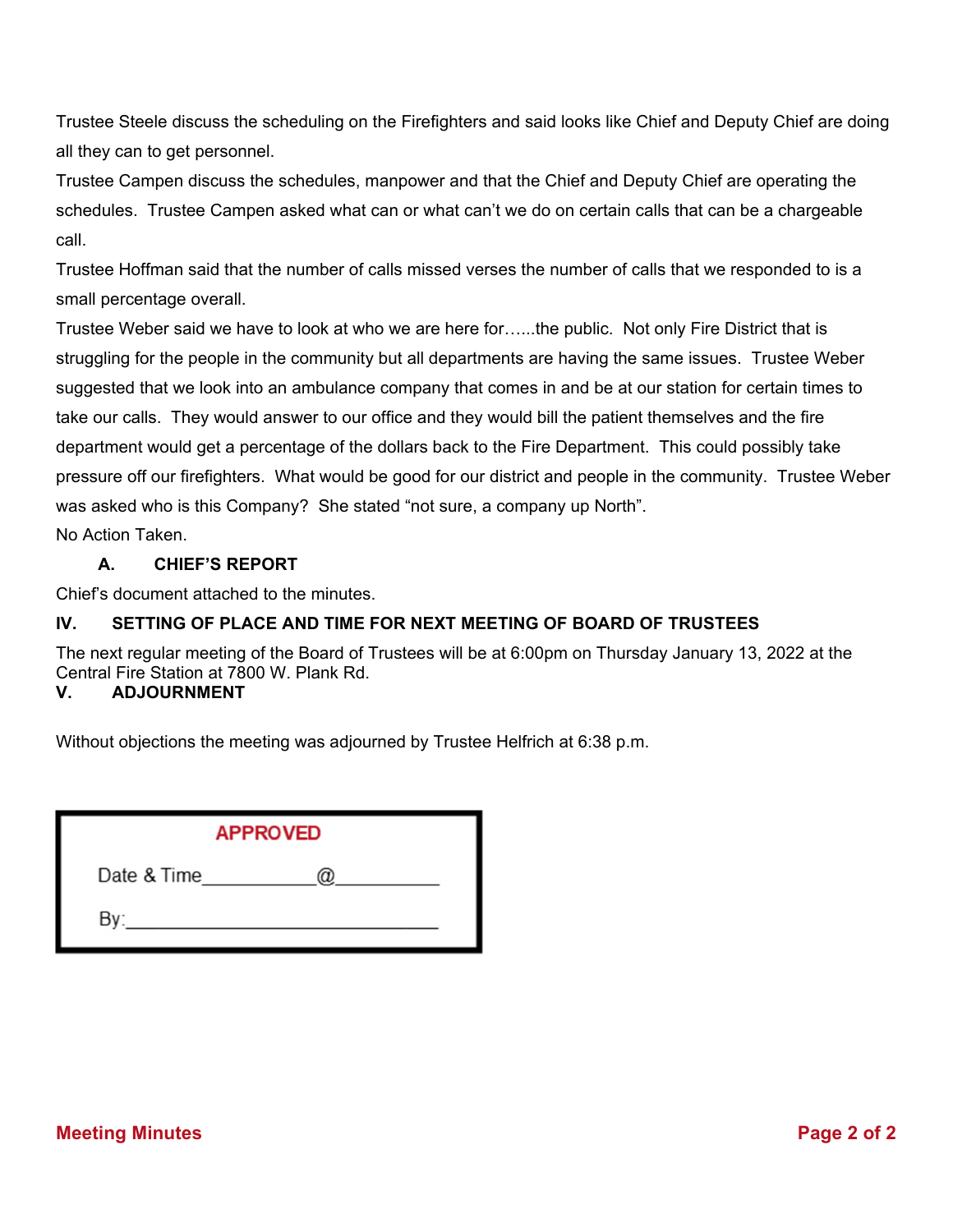Trustee Steele discuss the scheduling on the Firefighters and said looks like Chief and Deputy Chief are doing all they can to get personnel.

Trustee Campen discuss the schedules, manpower and that the Chief and Deputy Chief are operating the schedules. Trustee Campen asked what can or what can't we do on certain calls that can be a chargeable call.

Trustee Hoffman said that the number of calls missed verses the number of calls that we responded to is a small percentage overall.

Trustee Weber said we have to look at who we are here for…...the public. Not only Fire District that is struggling for the people in the community but all departments are having the same issues. Trustee Weber suggested that we look into an ambulance company that comes in and be at our station for certain times to take our calls. They would answer to our office and they would bill the patient themselves and the fire department would get a percentage of the dollars back to the Fire Department. This could possibly take pressure off our firefighters. What would be good for our district and people in the community. Trustee Weber was asked who is this Company? She stated "not sure, a company up North".

No Action Taken.

**A. CHIEF'S REPORT**

Chief's document attached to the minutes.

## IV. SETTING OF PLACE AND TIME FOR NEXT MEETING OF BOARD OF TRUSTEES

The next regular meeting of the Board of Trustees will be at 6:00pm on Thursday January 13, 2022 at the Central Fire Station at 7800 W. Plank Rd.

## V. ADJOURNMENT

Without objections the meeting was adjourned by Trustee Helfrich at 6:38 p.m.

**APPROVED**

Date & Time__________@__________

By:______________________________